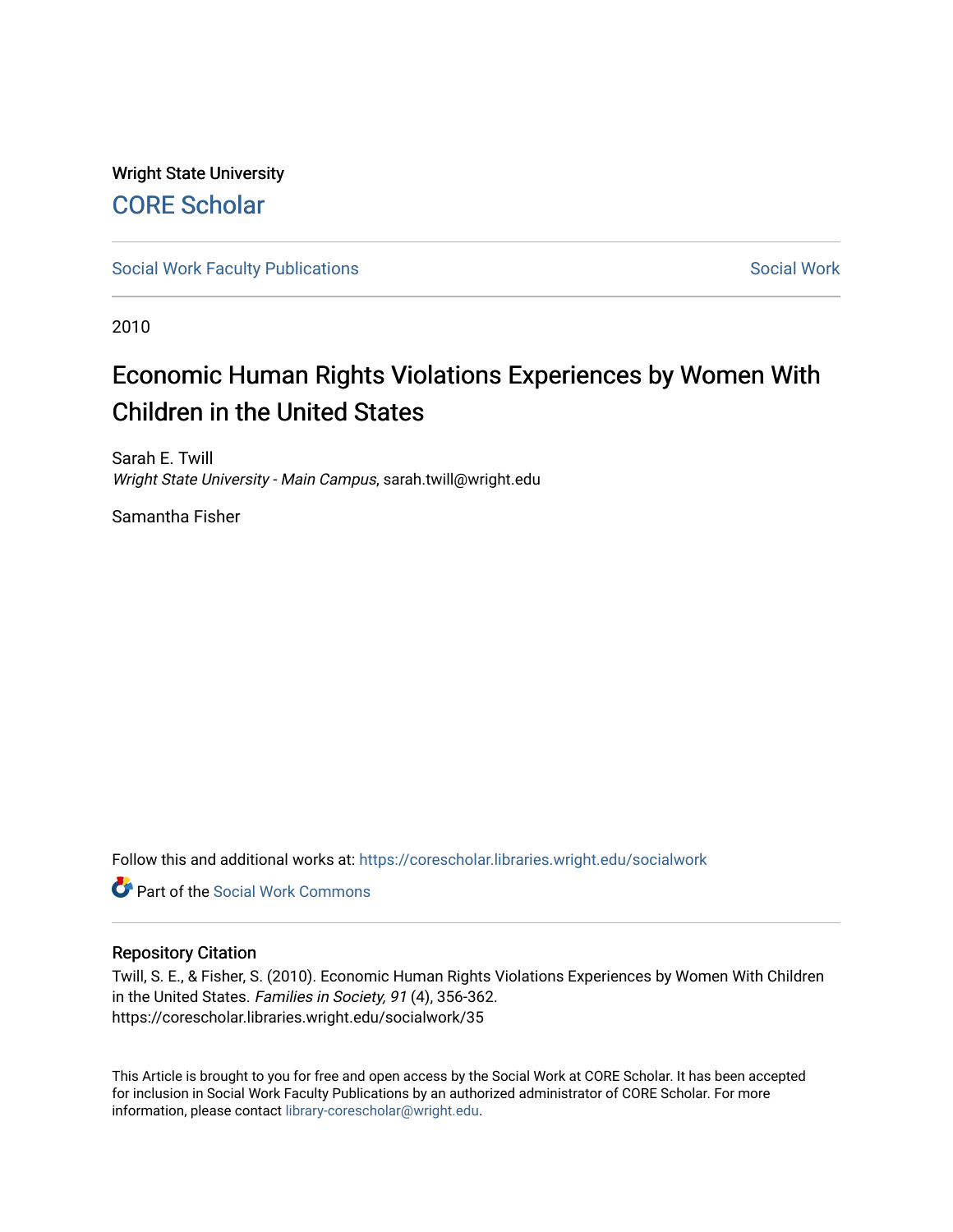Wright State University

CORE Scholar

Social Work Faculty Publications

Social Work

2010

# Economic Human Rights Violations Experiences by Women With Children in the United States

Sarah E. Twill
*Wright State University - Main Campus*, sarah.twill@wright.edu

Samantha Fisher

Follow this and additional works at: https://corescholar.libraries.wright.edu/socialwork

Part of the Social Work Commons

## Repository Citation

Twill, S. E., & Fisher, S. (2010). Economic Human Rights Violations Experiences by Women With Children in the United States. *Families in Society, 91* (4), 356-362.
https://corescholar.libraries.wright.edu/socialwork/35

This Article is brought to you for free and open access by the Social Work at CORE Scholar. It has been accepted for inclusion in Social Work Faculty Publications by an authorized administrator of CORE Scholar. For more information, please contact library-corescholar@wright.edu.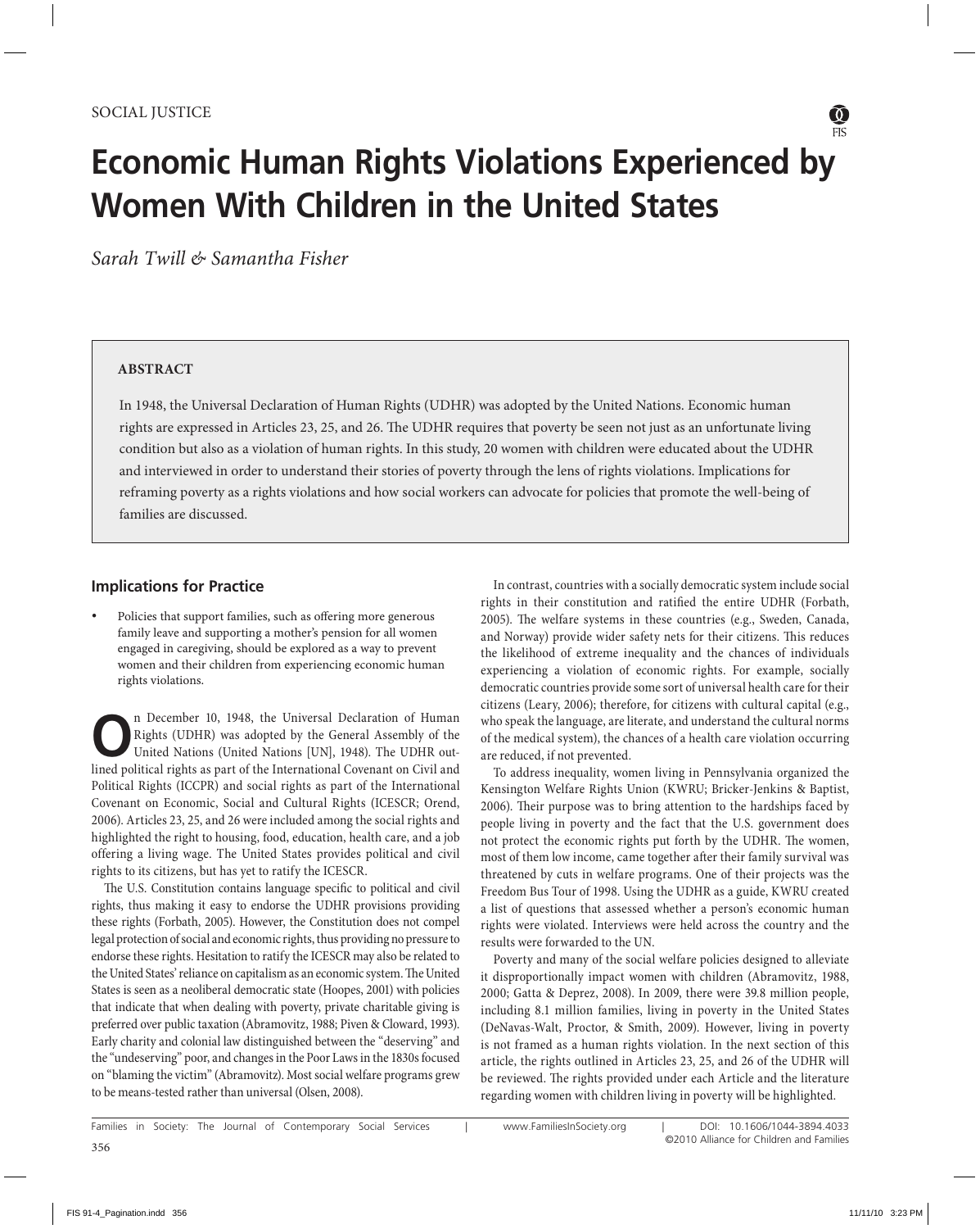SOCIAL JUSTICE

# Economic Human Rights Violations Experienced by Women With Children in the United States

*Sarah Twill & Samantha Fisher*

## ABSTRACT

In 1948, the Universal Declaration of Human Rights (UDHR) was adopted by the United Nations. Economic human rights are expressed in Articles 23, 25, and 26. The UDHR requires that poverty be seen not just as an unfortunate living condition but also as a violation of human rights. In this study, 20 women with children were educated about the UDHR and interviewed in order to understand their stories of poverty through the lens of rights violations. Implications for reframing poverty as a rights violations and how social workers can advocate for policies that promote the well-being of families are discussed.

### Implications for Practice

- Policies that support families, such as offering more generous family leave and supporting a mother's pension for all women engaged in caregiving, should be explored as a way to prevent women and their children from experiencing economic human rights violations.

On December 10, 1948, the Universal Declaration of Human Rights (UDHR) was adopted by the General Assembly of the United Nations (United Nations [UN], 1948). The UDHR outlined political rights as part of the International Covenant on Civil and Political Rights (ICCPR) and social rights as part of the International Covenant on Economic, Social and Cultural Rights (ICESCR; Orend, 2006). Articles 23, 25, and 26 were included among the social rights and highlighted the right to housing, food, education, health care, and a job offering a living wage. The United States provides political and civil rights to its citizens, but has yet to ratify the ICESCR.

The U.S. Constitution contains language specific to political and civil rights, thus making it easy to endorse the UDHR provisions providing these rights (Forbath, 2005). However, the Constitution does not compel legal protection of social and economic rights, thus providing no pressure to endorse these rights. Hesitation to ratify the ICESCR may also be related to the United States' reliance on capitalism as an economic system. The United States is seen as a neoliberal democratic state (Hoopes, 2001) with policies that indicate that when dealing with poverty, private charitable giving is preferred over public taxation (Abramovitz, 1988; Piven & Cloward, 1993). Early charity and colonial law distinguished between the "deserving" and the "undeserving" poor, and changes in the Poor Laws in the 1830s focused on "blaming the victim" (Abramovitz). Most social welfare programs grew to be means-tested rather than universal (Olsen, 2008).

In contrast, countries with a socially democratic system include social rights in their constitution and ratified the entire UDHR (Forbath, 2005). The welfare systems in these countries (e.g., Sweden, Canada, and Norway) provide wider safety nets for their citizens. This reduces the likelihood of extreme inequality and the chances of individuals experiencing a violation of economic rights. For example, socially democratic countries provide some sort of universal health care for their citizens (Leary, 2006); therefore, for citizens with cultural capital (e.g., who speak the language, are literate, and understand the cultural norms of the medical system), the chances of a health care violation occurring are reduced, if not prevented.

To address inequality, women living in Pennsylvania organized the Kensington Welfare Rights Union (KWRU; Bricker-Jenkins & Baptist, 2006). Their purpose was to bring attention to the hardships faced by people living in poverty and the fact that the U.S. government does not protect the economic rights put forth by the UDHR. The women, most of them low income, came together after their family survival was threatened by cuts in welfare programs. One of their projects was the Freedom Bus Tour of 1998. Using the UDHR as a guide, KWRU created a list of questions that assessed whether a person's economic human rights were violated. Interviews were held across the country and the results were forwarded to the UN.

Poverty and many of the social welfare policies designed to alleviate it disproportionally impact women with children (Abramovitz, 1988, 2000; Gatta & Deprez, 2008). In 2009, there were 39.8 million people, including 8.1 million families, living in poverty in the United States (DeNavas-Walt, Proctor, & Smith, 2009). However, living in poverty is not framed as a human rights violation. In the next section of this article, the rights outlined in Articles 23, 25, and 26 of the UDHR will be reviewed. The rights provided under each Article and the literature regarding women with children living in poverty will be highlighted.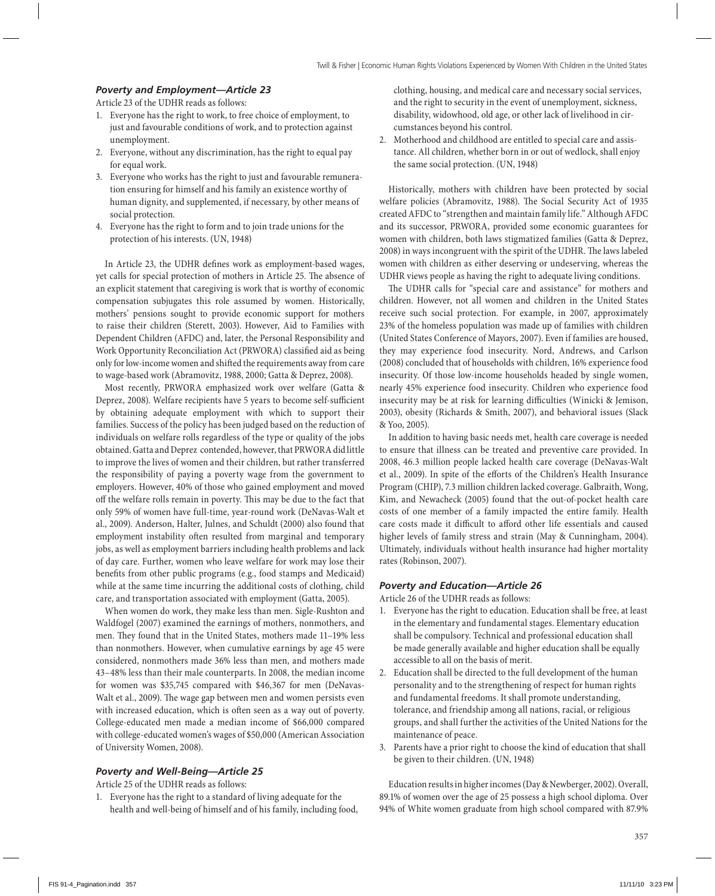### *Poverty and Employment—Article 23*

Article 23 of the UDHR reads as follows:

1. Everyone has the right to work, to free choice of employment, to just and favourable conditions of work, and to protection against unemployment.
2. Everyone, without any discrimination, has the right to equal pay for equal work.
3. Everyone who works has the right to just and favourable remuneration ensuring for himself and his family an existence worthy of human dignity, and supplemented, if necessary, by other means of social protection.
4. Everyone has the right to form and to join trade unions for the protection of his interests. (UN, 1948)

In Article 23, the UDHR defines work as employment-based wages, yet calls for special protection of mothers in Article 25. The absence of an explicit statement that caregiving is work that is worthy of economic compensation subjugates this role assumed by women. Historically, mothers' pensions sought to provide economic support for mothers to raise their children (Sterett, 2003). However, Aid to Families with Dependent Children (AFDC) and, later, the Personal Responsibility and Work Opportunity Reconciliation Act (PRWORA) classified aid as being only for low-income women and shifted the requirements away from care to wage-based work (Abramovitz, 1988, 2000; Gatta & Deprez, 2008).

Most recently, PRWORA emphasized work over welfare (Gatta & Deprez, 2008). Welfare recipients have 5 years to become self-sufficient by obtaining adequate employment with which to support their families. Success of the policy has been judged based on the reduction of individuals on welfare rolls regardless of the type or quality of the jobs obtained. Gatta and Deprez contended, however, that PRWORA did little to improve the lives of women and their children, but rather transferred the responsibility of paying a poverty wage from the government to employers. However, 40% of those who gained employment and moved off the welfare rolls remain in poverty. This may be due to the fact that only 59% of women have full-time, year-round work (DeNavas-Walt et al., 2009). Anderson, Halter, Julnes, and Schuldt (2000) also found that employment instability often resulted from marginal and temporary jobs, as well as employment barriers including health problems and lack of day care. Further, women who leave welfare for work may lose their benefits from other public programs (e.g., food stamps and Medicaid) while at the same time incurring the additional costs of clothing, child care, and transportation associated with employment (Gatta, 2005).

When women do work, they make less than men. Sigle-Rushton and Waldfogel (2007) examined the earnings of mothers, nonmothers, and men. They found that in the United States, mothers made 11–19% less than nonmothers. However, when cumulative earnings by age 45 were considered, nonmothers made 36% less than men, and mothers made 43–48% less than their male counterparts. In 2008, the median income for women was $35,745 compared with $46,367 for men (DeNavas-Walt et al., 2009). The wage gap between men and women persists even with increased education, which is often seen as a way out of poverty. College-educated men made a median income of $66,000 compared with college-educated women's wages of $50,000 (American Association of University Women, 2008).

### *Poverty and Well-Being—Article 25*

Article 25 of the UDHR reads as follows:

1. Everyone has the right to a standard of living adequate for the health and well-being of himself and of his family, including food, clothing, housing, and medical care and necessary social services, and the right to security in the event of unemployment, sickness, disability, widowhood, old age, or other lack of livelihood in circumstances beyond his control.
2. Motherhood and childhood are entitled to special care and assistance. All children, whether born in or out of wedlock, shall enjoy the same social protection. (UN, 1948)

Historically, mothers with children have been protected by social welfare policies (Abramovitz, 1988). The Social Security Act of 1935 created AFDC to "strengthen and maintain family life." Although AFDC and its successor, PRWORA, provided some economic guarantees for women with children, both laws stigmatized families (Gatta & Deprez, 2008) in ways incongruent with the spirit of the UDHR. The laws labeled women with children as either deserving or undeserving, whereas the UDHR views people as having the right to adequate living conditions.

The UDHR calls for "special care and assistance" for mothers and children. However, not all women and children in the United States receive such social protection. For example, in 2007, approximately 23% of the homeless population was made up of families with children (United States Conference of Mayors, 2007). Even if families are housed, they may experience food insecurity. Nord, Andrews, and Carlson (2008) concluded that of households with children, 16% experience food insecurity. Of those low-income households headed by single women, nearly 45% experience food insecurity. Children who experience food insecurity may be at risk for learning difficulties (Winicki & Jemison, 2003), obesity (Richards & Smith, 2007), and behavioral issues (Slack & Yoo, 2005).

In addition to having basic needs met, health care coverage is needed to ensure that illness can be treated and preventive care provided. In 2008, 46.3 million people lacked health care coverage (DeNavas-Walt et al., 2009). In spite of the efforts of the Children's Health Insurance Program (CHIP), 7.3 million children lacked coverage. Galbraith, Wong, Kim, and Newacheck (2005) found that the out-of-pocket health care costs of one member of a family impacted the entire family. Health care costs made it difficult to afford other life essentials and caused higher levels of family stress and strain (May & Cunningham, 2004). Ultimately, individuals without health insurance had higher mortality rates (Robinson, 2007).

### *Poverty and Education—Article 26*

Article 26 of the UDHR reads as follows:

1. Everyone has the right to education. Education shall be free, at least in the elementary and fundamental stages. Elementary education shall be compulsory. Technical and professional education shall be made generally available and higher education shall be equally accessible to all on the basis of merit.
2. Education shall be directed to the full development of the human personality and to the strengthening of respect for human rights and fundamental freedoms. It shall promote understanding, tolerance, and friendship among all nations, racial, or religious groups, and shall further the activities of the United Nations for the maintenance of peace.
3. Parents have a prior right to choose the kind of education that shall be given to their children. (UN, 1948)

Education results in higher incomes (Day & Newberger, 2002). Overall, 89.1% of women over the age of 25 possess a high school diploma. Over 94% of White women graduate from high school compared with 87.9%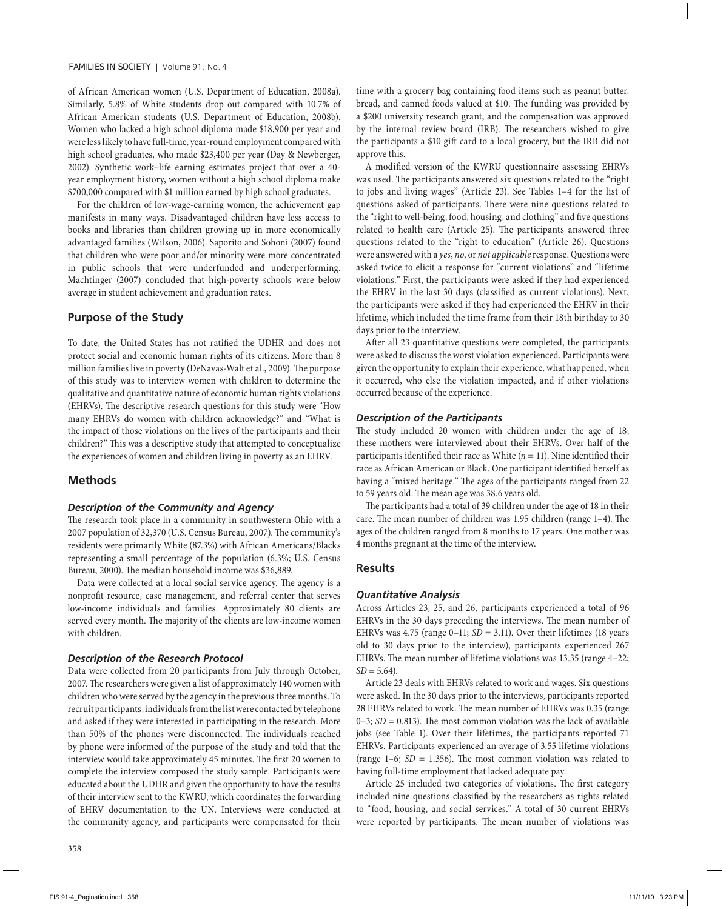of African American women (U.S. Department of Education, 2008a). Similarly, 5.8% of White students drop out compared with 10.7% of African American students (U.S. Department of Education, 2008b). Women who lacked a high school diploma made $18,900 per year and were less likely to have full-time, year-round employment compared with high school graduates, who made $23,400 per year (Day & Newberger, 2002). Synthetic work–life earning estimates project that over a 40-year employment history, women without a high school diploma make $700,000 compared with $1 million earned by high school graduates.

For the children of low-wage-earning women, the achievement gap manifests in many ways. Disadvantaged children have less access to books and libraries than children growing up in more economically advantaged families (Wilson, 2006). Saporito and Sohoni (2007) found that children who were poor and/or minority were more concentrated in public schools that were underfunded and underperforming. Machtinger (2007) concluded that high-poverty schools were below average in student achievement and graduation rates.

## Purpose of the Study

To date, the United States has not ratified the UDHR and does not protect social and economic human rights of its citizens. More than 8 million families live in poverty (DeNavas-Walt et al., 2009). The purpose of this study was to interview women with children to determine the qualitative and quantitative nature of economic human rights violations (EHRVs). The descriptive research questions for this study were "How many EHRVs do women with children acknowledge?" and "What is the impact of those violations on the lives of the participants and their children?" This was a descriptive study that attempted to conceptualize the experiences of women and children living in poverty as an EHRV.

## Methods

### *Description of the Community and Agency*

The research took place in a community in southwestern Ohio with a 2007 population of 32,370 (U.S. Census Bureau, 2007). The community's residents were primarily White (87.3%) with African Americans/Blacks representing a small percentage of the population (6.3%; U.S. Census Bureau, 2000). The median household income was $36,889.

Data were collected at a local social service agency. The agency is a nonprofit resource, case management, and referral center that serves low-income individuals and families. Approximately 80 clients are served every month. The majority of the clients are low-income women with children.

### *Description of the Research Protocol*

Data were collected from 20 participants from July through October, 2007. The researchers were given a list of approximately 140 women with children who were served by the agency in the previous three months. To recruit participants, individuals from the list were contacted by telephone and asked if they were interested in participating in the research. More than 50% of the phones were disconnected. The individuals reached by phone were informed of the purpose of the study and told that the interview would take approximately 45 minutes. The first 20 women to complete the interview composed the study sample. Participants were educated about the UDHR and given the opportunity to have the results of their interview sent to the KWRU, which coordinates the forwarding of EHRV documentation to the UN. Interviews were conducted at the community agency, and participants were compensated for their time with a grocery bag containing food items such as peanut butter, bread, and canned foods valued at $10. The funding was provided by a $200 university research grant, and the compensation was approved by the internal review board (IRB). The researchers wished to give the participants a $10 gift card to a local grocery, but the IRB did not approve this.

A modified version of the KWRU questionnaire assessing EHRVs was used. The participants answered six questions related to the "right to jobs and living wages" (Article 23). See Tables 1–4 for the list of questions asked of participants. There were nine questions related to the "right to well-being, food, housing, and clothing" and five questions related to health care (Article 25). The participants answered three questions related to the "right to education" (Article 26). Questions were answered with a *yes*, *no*, or *not applicable* response. Questions were asked twice to elicit a response for "current violations" and "lifetime violations." First, the participants were asked if they had experienced the EHRV in the last 30 days (classified as current violations). Next, the participants were asked if they had experienced the EHRV in their lifetime, which included the time frame from their 18th birthday to 30 days prior to the interview.

After all 23 quantitative questions were completed, the participants were asked to discuss the worst violation experienced. Participants were given the opportunity to explain their experience, what happened, when it occurred, who else the violation impacted, and if other violations occurred because of the experience.

### *Description of the Participants*

The study included 20 women with children under the age of 18; these mothers were interviewed about their EHRVs. Over half of the participants identified their race as White ($n$ = 11). Nine identified their race as African American or Black. One participant identified herself as having a "mixed heritage." The ages of the participants ranged from 22 to 59 years old. The mean age was 38.6 years old.

The participants had a total of 39 children under the age of 18 in their care. The mean number of children was 1.95 children (range 1–4). The ages of the children ranged from 8 months to 17 years. One mother was 4 months pregnant at the time of the interview.

## Results

### *Quantitative Analysis*

Across Articles 23, 25, and 26, participants experienced a total of 96 EHRVs in the 30 days preceding the interviews. The mean number of EHRVs was 4.75 (range 0–11; $SD$ = 3.11). Over their lifetimes (18 years old to 30 days prior to the interview), participants experienced 267 EHRVs. The mean number of lifetime violations was 13.35 (range 4–22; $SD$ = 5.64).

Article 23 deals with EHRVs related to work and wages. Six questions were asked. In the 30 days prior to the interviews, participants reported 28 EHRVs related to work. The mean number of EHRVs was 0.35 (range 0–3; $SD$ = 0.813). The most common violation was the lack of available jobs (see Table 1). Over their lifetimes, the participants reported 71 EHRVs. Participants experienced an average of 3.55 lifetime violations (range 1–6; $SD$ = 1.356). The most common violation was related to having full-time employment that lacked adequate pay.

Article 25 included two categories of violations. The first category included nine questions classified by the researchers as rights related to "food, housing, and social services." A total of 30 current EHRVs were reported by participants. The mean number of violations was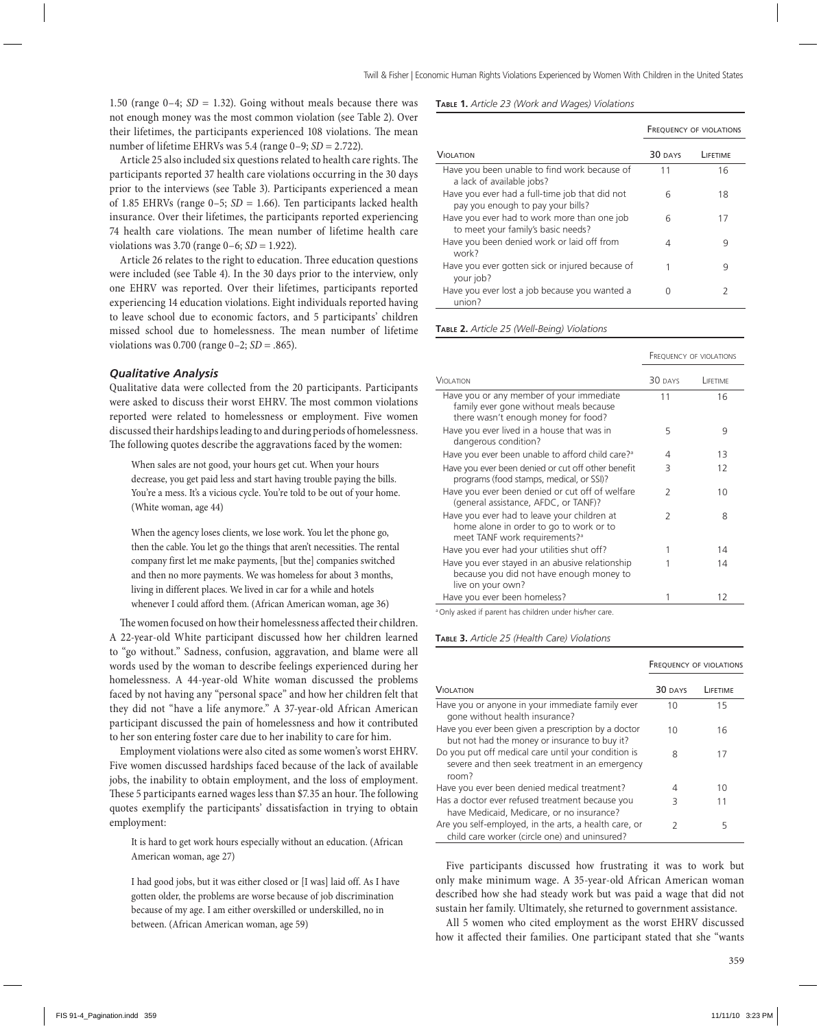1.50 (range 0–4; $SD$ = 1.32). Going without meals because there was not enough money was the most common violation (see Table 2). Over their lifetimes, the participants experienced 108 violations. The mean number of lifetime EHRVs was 5.4 (range 0–9; $SD$ = 2.722).

Article 25 also included six questions related to health care rights. The participants reported 37 health care violations occurring in the 30 days prior to the interviews (see Table 3). Participants experienced a mean of 1.85 EHRVs (range 0–5; $SD$ = 1.66). Ten participants lacked health insurance. Over their lifetimes, the participants reported experiencing 74 health care violations. The mean number of lifetime health care violations was 3.70 (range 0–6; $SD$ = 1.922).

Article 26 relates to the right to education. Three education questions were included (see Table 4). In the 30 days prior to the interview, only one EHRV was reported. Over their lifetimes, participants reported experiencing 14 education violations. Eight individuals reported having to leave school due to economic factors, and 5 participants' children missed school due to homelessness. The mean number of lifetime violations was 0.700 (range 0–2; $SD$ = .865).

### *Qualitative Analysis*

Qualitative data were collected from the 20 participants. Participants were asked to discuss their worst EHRV. The most common violations reported were related to homelessness or employment. Five women discussed their hardships leading to and during periods of homelessness. The following quotes describe the aggravations faced by the women:

> When sales are not good, your hours get cut. When your hours decrease, you get paid less and start having trouble paying the bills. You're a mess. It's a vicious cycle. You're told to be out of your home. (White woman, age 44)

> When the agency loses clients, we lose work. You let the phone go, then the cable. You let go the things that aren't necessities. The rental company first let me make payments, [but the] companies switched and then no more payments. We was homeless for about 3 months, living in different places. We lived in car for a while and hotels whenever I could afford them. (African American woman, age 36)

The women focused on how their homelessness affected their children. A 22-year-old White participant discussed how her children learned to "go without." Sadness, confusion, aggravation, and blame were all words used by the woman to describe feelings experienced during her homelessness. A 44-year-old White woman discussed the problems faced by not having any "personal space" and how her children felt that they did not "have a life anymore." A 37-year-old African American participant discussed the pain of homelessness and how it contributed to her son entering foster care due to her inability to care for him.

Employment violations were also cited as some women's worst EHRV. Five women discussed hardships faced because of the lack of available jobs, the inability to obtain employment, and the loss of employment. These 5 participants earned wages less than $7.35 an hour. The following quotes exemplify the participants' dissatisfaction in trying to obtain employment:

> It is hard to get work hours especially without an education. (African American woman, age 27)

> I had good jobs, but it was either closed or [I was] laid off. As I have gotten older, the problems are worse because of job discrimination because of my age. I am either overskilled or underskilled, no in between. (African American woman, age 59)

**Table 1.** *Article 23 (Work and Wages) Violations*

| | Frequency of violations | |
|---|---|---|
| Violation | 30 days | Lifetime |
| Have you been unable to find work because of a lack of available jobs? | 11 | 16 |
| Have you ever had a full-time job that did not pay you enough to pay your bills? | 6 | 18 |
| Have you ever had to work more than one job to meet your family's basic needs? | 6 | 17 |
| Have you been denied work or laid off from work? | 4 | 9 |
| Have you ever gotten sick or injured because of your job? | 1 | 9 |
| Have you ever lost a job because you wanted a union? | 0 | 2 |

**Table 2.** *Article 25 (Well-Being) Violations*

| | Frequency of violations | |
|---|---|---|
| Violation | 30 days | Lifetime |
| Have you or any member of your immediate family ever gone without meals because there wasn't enough money for food? | 11 | 16 |
| Have you ever lived in a house that was in dangerous condition? | 5 | 9 |
| Have you ever been unable to afford child care?[a] | 4 | 13 |
| Have you ever been denied or cut off other benefit programs (food stamps, medical, or SSI)? | 3 | 12 |
| Have you ever been denied or cut off of welfare (general assistance, AFDC, or TANF)? | 2 | 10 |
| Have you ever had to leave your children at home alone in order to go to work or to meet TANF work requirements?[a] | 2 | 8 |
| Have you ever had your utilities shut off? | 1 | 14 |
| Have you ever stayed in an abusive relationship because you did not have enough money to live on your own? | 1 | 14 |
| Have you ever been homeless? | 1 | 12 |

[a] Only asked if parent has children under his/her care.

**Table 3.** *Article 25 (Health Care) Violations*

| | Frequency of violations | |
|---|---|---|
| Violation | 30 days | Lifetime |
| Have you or anyone in your immediate family ever gone without health insurance? | 10 | 15 |
| Have you ever been given a prescription by a doctor but not had the money or insurance to buy it? | 10 | 16 |
| Do you put off medical care until your condition is severe and then seek treatment in an emergency room? | 8 | 17 |
| Have you ever been denied medical treatment? | 4 | 10 |
| Has a doctor ever refused treatment because you have Medicaid, Medicare, or no insurance? | 3 | 11 |
| Are you self-employed, in the arts, a health care, or child care worker (circle one) and uninsured? | 2 | 5 |

Five participants discussed how frustrating it was to work but only make minimum wage. A 35-year-old African American woman described how she had steady work but was paid a wage that did not sustain her family. Ultimately, she returned to government assistance.

All 5 women who cited employment as the worst EHRV discussed how it affected their families. One participant stated that she "wants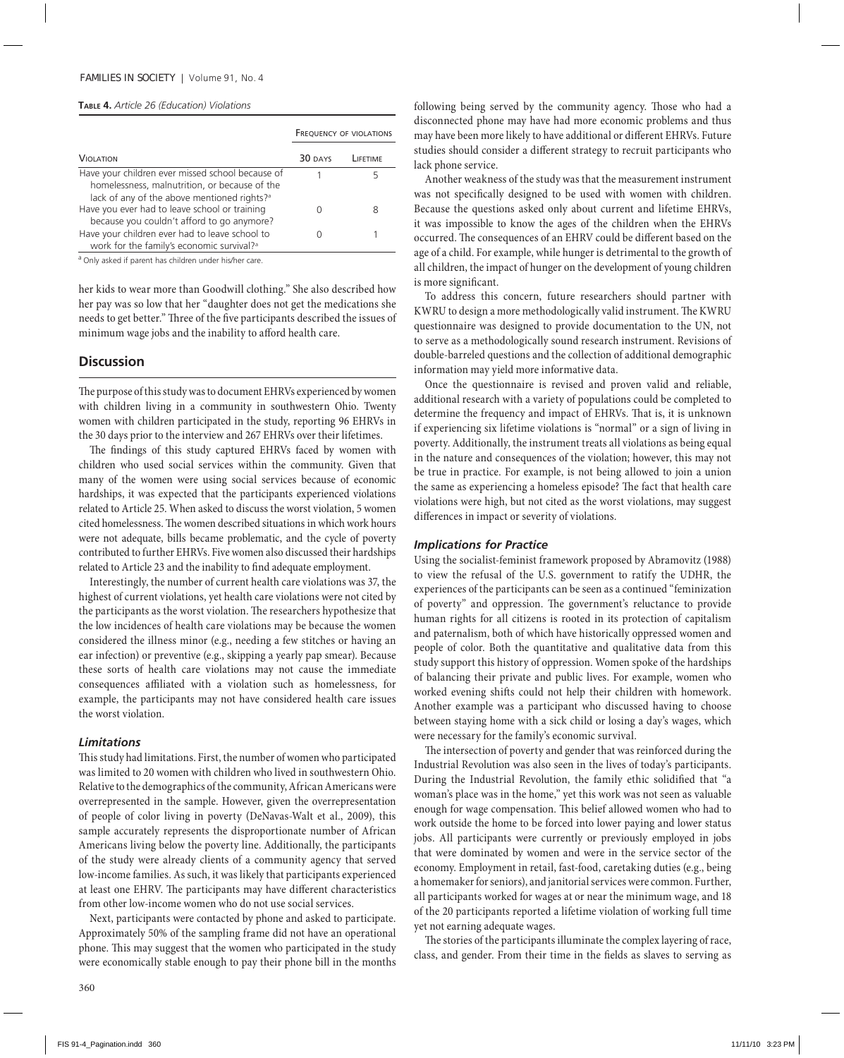**Table 4.** *Article 26 (Education) Violations*

| | Frequency of violations | |
|---|---|---|
| Violation | 30 days | Lifetime |
| Have your children ever missed school because of homelessness, malnutrition, or because of the lack of any of the above mentioned rights?[a] | 1 | 5 |
| Have you ever had to leave school or training because you couldn't afford to go anymore? | 0 | 8 |
| Have your children ever had to leave school to work for the family's economic survival?[a] | 0 | 1 |

[a] Only asked if parent has children under his/her care.

her kids to wear more than Goodwill clothing." She also described how her pay was so low that her "daughter does not get the medications she needs to get better." Three of the five participants described the issues of minimum wage jobs and the inability to afford health care.

## Discussion

The purpose of this study was to document EHRVs experienced by women with children living in a community in southwestern Ohio. Twenty women with children participated in the study, reporting 96 EHRVs in the 30 days prior to the interview and 267 EHRVs over their lifetimes.

The findings of this study captured EHRVs faced by women with children who used social services within the community. Given that many of the women were using social services because of economic hardships, it was expected that the participants experienced violations related to Article 25. When asked to discuss the worst violation, 5 women cited homelessness. The women described situations in which work hours were not adequate, bills became problematic, and the cycle of poverty contributed to further EHRVs. Five women also discussed their hardships related to Article 23 and the inability to find adequate employment.

Interestingly, the number of current health care violations was 37, the highest of current violations, yet health care violations were not cited by the participants as the worst violation. The researchers hypothesize that the low incidences of health care violations may be because the women considered the illness minor (e.g., needing a few stitches or having an ear infection) or preventive (e.g., skipping a yearly pap smear). Because these sorts of health care violations may not cause the immediate consequences affiliated with a violation such as homelessness, for example, the participants may not have considered health care issues the worst violation.

### Limitations

This study had limitations. First, the number of women who participated was limited to 20 women with children who lived in southwestern Ohio. Relative to the demographics of the community, African Americans were overrepresented in the sample. However, given the overrepresentation of people of color living in poverty (DeNavas-Walt et al., 2009), this sample accurately represents the disproportionate number of African Americans living below the poverty line. Additionally, the participants of the study were already clients of a community agency that served low-income families. As such, it was likely that participants experienced at least one EHRV. The participants may have different characteristics from other low-income women who do not use social services.

Next, participants were contacted by phone and asked to participate. Approximately 50% of the sampling frame did not have an operational phone. This may suggest that the women who participated in the study were economically stable enough to pay their phone bill in the months following being served by the community agency. Those who had a disconnected phone may have had more economic problems and thus may have been more likely to have additional or different EHRVs. Future studies should consider a different strategy to recruit participants who lack phone service.

Another weakness of the study was that the measurement instrument was not specifically designed to be used with women with children. Because the questions asked only about current and lifetime EHRVs, it was impossible to know the ages of the children when the EHRVs occurred. The consequences of an EHRV could be different based on the age of a child. For example, while hunger is detrimental to the growth of all children, the impact of hunger on the development of young children is more significant.

To address this concern, future researchers should partner with KWRU to design a more methodologically valid instrument. The KWRU questionnaire was designed to provide documentation to the UN, not to serve as a methodologically sound research instrument. Revisions of double-barreled questions and the collection of additional demographic information may yield more informative data.

Once the questionnaire is revised and proven valid and reliable, additional research with a variety of populations could be completed to determine the frequency and impact of EHRVs. That is, it is unknown if experiencing six lifetime violations is "normal" or a sign of living in poverty. Additionally, the instrument treats all violations as being equal in the nature and consequences of the violation; however, this may not be true in practice. For example, is not being allowed to join a union the same as experiencing a homeless episode? The fact that health care violations were high, but not cited as the worst violations, may suggest differences in impact or severity of violations.

### Implications for Practice

Using the socialist-feminist framework proposed by Abramovitz (1988) to view the refusal of the U.S. government to ratify the UDHR, the experiences of the participants can be seen as a continued "feminization of poverty" and oppression. The government's reluctance to provide human rights for all citizens is rooted in its protection of capitalism and paternalism, both of which have historically oppressed women and people of color. Both the quantitative and qualitative data from this study support this history of oppression. Women spoke of the hardships of balancing their private and public lives. For example, women who worked evening shifts could not help their children with homework. Another example was a participant who discussed having to choose between staying home with a sick child or losing a day's wages, which were necessary for the family's economic survival.

The intersection of poverty and gender that was reinforced during the Industrial Revolution was also seen in the lives of today's participants. During the Industrial Revolution, the family ethic solidified that "a woman's place was in the home," yet this work was not seen as valuable enough for wage compensation. This belief allowed women who had to work outside the home to be forced into lower paying and lower status jobs. All participants were currently or previously employed in jobs that were dominated by women and were in the service sector of the economy. Employment in retail, fast-food, caretaking duties (e.g., being a homemaker for seniors), and janitorial services were common. Further, all participants worked for wages at or near the minimum wage, and 18 of the 20 participants reported a lifetime violation of working full time yet not earning adequate wages.

The stories of the participants illuminate the complex layering of race, class, and gender. From their time in the fields as slaves to serving as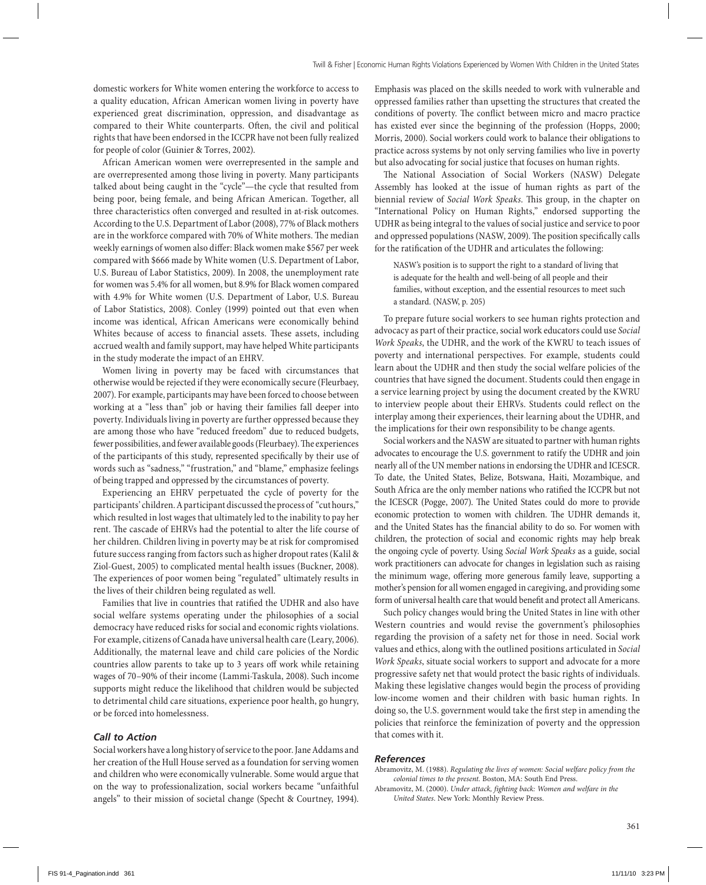domestic workers for White women entering the workforce to access to a quality education, African American women living in poverty have experienced great discrimination, oppression, and disadvantage as compared to their White counterparts. Often, the civil and political rights that have been endorsed in the ICCPR have not been fully realized for people of color (Guinier & Torres, 2002).

African American women were overrepresented in the sample and are overrepresented among those living in poverty. Many participants talked about being caught in the "cycle"—the cycle that resulted from being poor, being female, and being African American. Together, all three characteristics often converged and resulted in at-risk outcomes. According to the U.S. Department of Labor (2008), 77% of Black mothers are in the workforce compared with 70% of White mothers. The median weekly earnings of women also differ: Black women make $567 per week compared with $666 made by White women (U.S. Department of Labor, U.S. Bureau of Labor Statistics, 2009). In 2008, the unemployment rate for women was 5.4% for all women, but 8.9% for Black women compared with 4.9% for White women (U.S. Department of Labor, U.S. Bureau of Labor Statistics, 2008). Conley (1999) pointed out that even when income was identical, African Americans were economically behind Whites because of access to financial assets. These assets, including accrued wealth and family support, may have helped White participants in the study moderate the impact of an EHRV.

Women living in poverty may be faced with circumstances that otherwise would be rejected if they were economically secure (Fleurbaey, 2007). For example, participants may have been forced to choose between working at a "less than" job or having their families fall deeper into poverty. Individuals living in poverty are further oppressed because they are among those who have "reduced freedom" due to reduced budgets, fewer possibilities, and fewer available goods (Fleurbaey). The experiences of the participants of this study, represented specifically by their use of words such as "sadness," "frustration," and "blame," emphasize feelings of being trapped and oppressed by the circumstances of poverty.

Experiencing an EHRV perpetuated the cycle of poverty for the participants' children. A participant discussed the process of "cut hours," which resulted in lost wages that ultimately led to the inability to pay her rent. The cascade of EHRVs had the potential to alter the life course of her children. Children living in poverty may be at risk for compromised future success ranging from factors such as higher dropout rates (Kalil & Ziol-Guest, 2005) to complicated mental health issues (Buckner, 2008). The experiences of poor women being "regulated" ultimately results in the lives of their children being regulated as well.

Families that live in countries that ratified the UDHR and also have social welfare systems operating under the philosophies of a social democracy have reduced risks for social and economic rights violations. For example, citizens of Canada have universal health care (Leary, 2006). Additionally, the maternal leave and child care policies of the Nordic countries allow parents to take up to 3 years off work while retaining wages of 70–90% of their income (Lammi-Taskula, 2008). Such income supports might reduce the likelihood that children would be subjected to detrimental child care situations, experience poor health, go hungry, or be forced into homelessness.

### *Call to Action*

Social workers have a long history of service to the poor. Jane Addams and her creation of the Hull House served as a foundation for serving women and children who were economically vulnerable. Some would argue that on the way to professionalization, social workers became "unfaithful angels" to their mission of societal change (Specht & Courtney, 1994). Emphasis was placed on the skills needed to work with vulnerable and oppressed families rather than upsetting the structures that created the conditions of poverty. The conflict between micro and macro practice has existed ever since the beginning of the profession (Hopps, 2000; Morris, 2000). Social workers could work to balance their obligations to practice across systems by not only serving families who live in poverty but also advocating for social justice that focuses on human rights.

The National Association of Social Workers (NASW) Delegate Assembly has looked at the issue of human rights as part of the biennial review of *Social Work Speaks*. This group, in the chapter on "International Policy on Human Rights," endorsed supporting the UDHR as being integral to the values of social justice and service to poor and oppressed populations (NASW, 2009). The position specifically calls for the ratification of the UDHR and articulates the following:

> NASW's position is to support the right to a standard of living that is adequate for the health and well-being of all people and their families, without exception, and the essential resources to meet such a standard. (NASW, p. 205)

To prepare future social workers to see human rights protection and advocacy as part of their practice, social work educators could use *Social Work Speaks*, the UDHR, and the work of the KWRU to teach issues of poverty and international perspectives. For example, students could learn about the UDHR and then study the social welfare policies of the countries that have signed the document. Students could then engage in a service learning project by using the document created by the KWRU to interview people about their EHRVs. Students could reflect on the interplay among their experiences, their learning about the UDHR, and the implications for their own responsibility to be change agents.

Social workers and the NASW are situated to partner with human rights advocates to encourage the U.S. government to ratify the UDHR and join nearly all of the UN member nations in endorsing the UDHR and ICESCR. To date, the United States, Belize, Botswana, Haiti, Mozambique, and South Africa are the only member nations who ratified the ICCPR but not the ICESCR (Pogge, 2007). The United States could do more to provide economic protection to women with children. The UDHR demands it, and the United States has the financial ability to do so. For women with children, the protection of social and economic rights may help break the ongoing cycle of poverty. Using *Social Work Speaks* as a guide, social work practitioners can advocate for changes in legislation such as raising the minimum wage, offering more generous family leave, supporting a mother's pension for all women engaged in caregiving, and providing some form of universal health care that would benefit and protect all Americans.

Such policy changes would bring the United States in line with other Western countries and would revise the government's philosophies regarding the provision of a safety net for those in need. Social work values and ethics, along with the outlined positions articulated in *Social Work Speaks*, situate social workers to support and advocate for a more progressive safety net that would protect the basic rights of individuals. Making these legislative changes would begin the process of providing low-income women and their children with basic human rights. In doing so, the U.S. government would take the first step in amending the policies that reinforce the feminization of poverty and the oppression that comes with it.

### *References*

Abramovitz, M. (1988). *Regulating the lives of women: Social welfare policy from the colonial times to the present*. Boston, MA: South End Press.

Abramovitz, M. (2000). *Under attack, fighting back: Women and welfare in the United States*. New York: Monthly Review Press.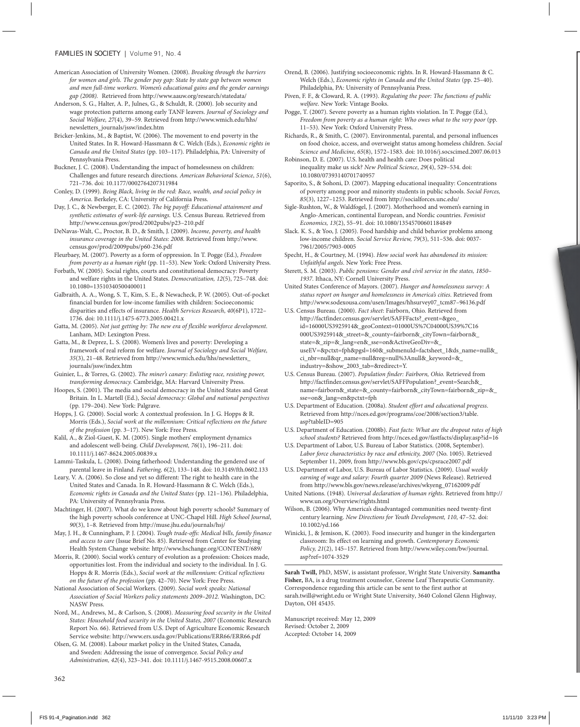American Association of University Women. (2008). *Breaking through the barriers for women and girls. The gender pay gap: State by state gap between women and men full-time workers. Women's educational gains and the gender earnings gap (2008).* Retrieved from http://www.aauw.org/research/statedata/

Anderson, S. G., Halter, A. P., Julnes, G., & Schuldt, R. (2000). Job security and wage protection patterns among early TANF leavers. *Journal of Sociology and Social Welfare, 27*(4), 39–59. Retrieved from http://www.wmich.edu/hhs/newsletters_journals/jssw/index.htm

Bricker-Jenkins, M., & Baptist, W. (2006). The movement to end poverty in the United States. In R. Howard-Hassmann & C. Welch (Eds.), *Economic rights in Canada and the United States* (pp. 103–117). Philadelphia, PA: University of Pennsylvania Press.

Buckner, J. C. (2008). Understanding the impact of homelessness on children: Challenges and future research directions. *American Behavioral Science*, *51*(6), 721–736. doi: 10.1177/0002764207311984

Conley, D. (1999). *Being Black, living in the red: Race, wealth, and social policy in America*. Berkeley, CA: University of California Press.

Day, J. C., & Newberger, E. C. (2002). *The big payoff: Educational attainment and synthetic estimates of work-life earnings.* U.S. Census Bureau. Retrieved from http://www.census.gov/prod/2002pubs/p23–210.pdf

DeNavas-Walt, C., Proctor, B. D., & Smith, J. (2009). *Income, poverty, and health insurance coverage in the United States: 2008*. Retrieved from http://www.census.gov/prod/2009pubs/p60-236.pdf

Fleurbaey, M. (2007). Poverty as a form of oppression. In T. Pogge (Ed.), *Freedom from poverty as a human right* (pp. 11–53). New York: Oxford University Press.

Forbath, W. (2005). Social rights, courts and constitutional democracy: Poverty and welfare rights in the United States. *Democratization, 12*(5), 725–748. doi: 10.1080=13510340500400011

Galbraith, A. A., Wong, S. T., Kim, S. E., & Newacheck, P. W. (2005). Out-of-pocket financial burden for low-income families with children: Socioeconomic disparities and effects of insurance. *Health Services Research*, *40*(6P1), 1722–1736. doi: 10.1111/j.1475-6773.2005.00421.x

Gatta, M. (2005). *Not just getting by: The new era of flexible workforce development*. Lanham, MD: Lexington Press.

Gatta, M., & Deprez, L. S. (2008). Women's lives and poverty: Developing a framework of real reform for welfare. *Journal of Sociology and Social Welfare, 35*(3), 21–48. Retrieved from http://www.wmich.edu/hhs/newsletters_journals/jssw/index.htm

Guinier, L., & Torres, G. (2002). *The miner's canary: Enlisting race, resisting power, transforming democracy.* Cambridge, MA: Harvard University Press.

Hoopes, S. (2001). The media and social democracy in the United States and Great Britain. In L. Martell (Ed.), *Social democracy: Global and national perspectives* (pp. 179–204). New York: Palgrave.

Hopps, J. G. (2000). Social work: A contextual profession. In J. G. Hopps & R. Morris (Eds.), *Social work at the millennium: Critical reflections on the future of the profession* (pp. 3–17). New York: Free Press.

Kalil, A., & Ziol-Guest, K. M. (2005). Single mothers' employment dynamics and adolescent well-being. *Child Development, 76*(1), 196–211. doi: 10.1111/j.1467-8624.2005.00839.x

Lammi-Taskula, L. (2008). Doing fatherhood: Understanding the gendered use of parental leave in Finland. *Fathering, 6*(2), 133–148. doi: 10.3149/fth.0602.133

Leary, V. A. (2006). So close and yet so different: The right to health care in the United States and Canada. In R. Howard-Hassmann & C. Welch (Eds.), *Economic rights in Canada and the United States* (pp. 121–136). Philadelphia, PA: University of Pennsylvania Press.

Machtinger, H. (2007). What do we know about high poverty schools? Summary of the high poverty schools conference at UNC-Chapel Hill. *High School Journal*, *90*(3), 1–8. Retrieved from http://muse.jhu.edu/journals/hsj/

May, J. H., & Cunningham, P. J. (2004). *Tough trade-offs: Medical bills, family finance and access to care* (Issue Brief No. 85). Retrieved from Center for Studying Health System Change website: http://www.hschange.org/CONTENT/689/

Morris, R. (2000). Social work's century of evolution as a profession: Choices made, opportunities lost. From the individual and society to the individual. In J. G. Hopps & R. Morris (Eds.), *Social work at the millennium: Critical reflections on the future of the profession* (pp. 42–70). New York: Free Press.

National Association of Social Workers. (2009). *Social work speaks: National Association of Social Workers policy statements 2009–2012.* Washington, DC: NASW Press.

Nord, M., Andrews, M., & Carlson, S. (2008). *Measuring food security in the United States: Household food security in the United States, 2007* (Economic Research Report No. 66). Retrieved from U.S. Dept of Agriculture Economic Research Service website: http://www.ers.usda.gov/Publications/ERR66/ERR66.pdf

Olsen, G. M. (2008). Labour market policy in the United States, Canada, and Sweden: Addressing the issue of convergence. *Social Policy and Administration, 42*(4), 323–341. doi: 10.1111/j.1467-9515.2008.00607.x

Orend, B. (2006). Justifying socioeconomic rights. In R. Howard-Hassmann & C. Welch (Eds.), *Economic rights in Canada and the United States* (pp. 25–40). Philadelphia, PA: University of Pennsylvania Press.

Piven, F. F., & Cloward, R. A. (1993). *Regulating the poor: The functions of public welfare*. New York: Vintage Books.

Pogge, T. (2007). Severe poverty as a human rights violation. In T. Pogge (Ed.), *Freedom from poverty as a human right: Who owes what to the very poor* (pp. 11–53). New York: Oxford University Press.

Richards, R., & Smith, C. (2007). Environmental, parental, and personal influences on food choice, access, and overweight status among homeless children. *Social Science and Medicine*, *65*(8), 1572–1583. doi: 10.1016/j.socscimed.2007.06.013

Robinson, D. E. (2007). U.S. health and health care: Does political inequality make us sick? *New Political Science*, *29*(4), 529–534. doi: 10.1080/07393140701740957

Saporito, S., & Sohoni, D. (2007). Mapping educational inequality: Concentrations of poverty among poor and minority students in public schools. *Social Forces, 85*(3), 1227–1253. Retrieved from http://socialforces.unc.edu/

Sigle-Rushton, W., & Waldfogel, J. (2007). Motherhood and women's earning in Anglo-American, continental European, and Nordic countries. *Feminist Economics, 13*(2), 55–91. doi: 10.1080/13545700601184849

Slack. K. S., & Yoo, J. (2005). Food hardship and child behavior problems among low-income children. *Social Service Review, 79*(3), 511–536. doi: 0037-7961/2005/7903-0005

Specht, H., & Courtney, M. (1994). *How social work has abandoned its mission: Unfaithful angels*. New York: Free Press.

Sterett, S. M. (2003). *Public pensions: Gender and civil service in the states, 1850–1937.* Ithaca, NY: Cornell University Press.

United States Conference of Mayors. (2007). *Hunger and homelessness survey: A status report on hunger and homelessness in America's cities*. Retrieved from http://www.sodexousa.com/usen/Images/hhsurvey07_tcm87–96136.pdf

U.S. Census Bureau. (2000). *Fact sheet*: Fairborn, Ohio. Retrieved from http://factfinder.census.gov/servlet/SAFFFacts?_event=&geo_id=16000US3925914&_geoContext=01000US%7C04000US39%7C16000US3925914&_street=&_county=fairborn&_cityTown=fairborn&_state=&_zip=&_lang=en&_sse=on&ActiveGeoDiv=&_useEV=&pctxt=fph&pgsl=160&_submenuId=factsheet_1&ds_name=null&_ci_nbr=null&qr_name=null&reg=null%3Anull&_keyword=&_industry=&show_2003_tab=&redirect=Y.

U.S. Census Bureau. (2007). *Population finder: Fairborn, Ohio.* Retrieved from http://factfinder.census.gov/servlet/SAFFPopulation?_event=Search&_name=fairborn&_state=&_county=fairborn&_cityTown=fairborn&_zip=&_sse=on&_lang=en&pctxt=fph

U.S. Department of Education. (2008a). *Student effort and educational progress*. Retrieved from http://nces.ed.gov/programs/coe/2008/section3/table.asp?tableID=905

U.S. Department of Education. (2008b). *Fast facts: What are the dropout rates of high school students?* Retrieved from http://nces.ed.gov/fastfacts/display.asp?id=16

U.S. Department of Labor, U.S. Bureau of Labor Statistics. (2008, September). *Labor force characteristics by race and ethnicity, 2007* (No. 1005). Retrieved September 11, 2009, from http://www.bls.gov/cps/cpsrace2007.pdf

U.S. Department of Labor, U.S. Bureau of Labor Statistics. (2009). *Usual weekly earning of wage and salary: Fourth quarter 2009* (News Release). Retrieved from http://www.bls.gov/news.release/archives/wkyeng_07162009.pdf

United Nations. (1948). *Universal declaration of human rights*. Retrieved from http://www.un.org/Overview/rights.html

Wilson, B. (2006). Why America's disadvantaged communities need twenty-first century learning. *New Directions for Youth Development, 110*, 47–52. doi: 10.1002/yd.166

Winicki, J., & Jemison, K. (2003). Food insecurity and hunger in the kindergarten classroom: Its effect on learning and growth. *Contemporary Economic Policy, 21*(2), 145–157. Retrieved from http://www.wiley.com/bw/journal.asp?ref=1074-3529

---

**Sarah Twill,** PhD, MSW, is assistant professor, Wright State University. **Samantha Fisher,** BA, is a drug treatment counselor, Greene Leaf Therapeutic Community. Correspondence regarding this article can be sent to the first author at sarah.twill@wright.edu or Wright State University, 3640 Colonel Glenn Highway, Dayton, OH 45435.

Manuscript received: May 12, 2009
Revised: October 2, 2009
Accepted: October 14, 2009